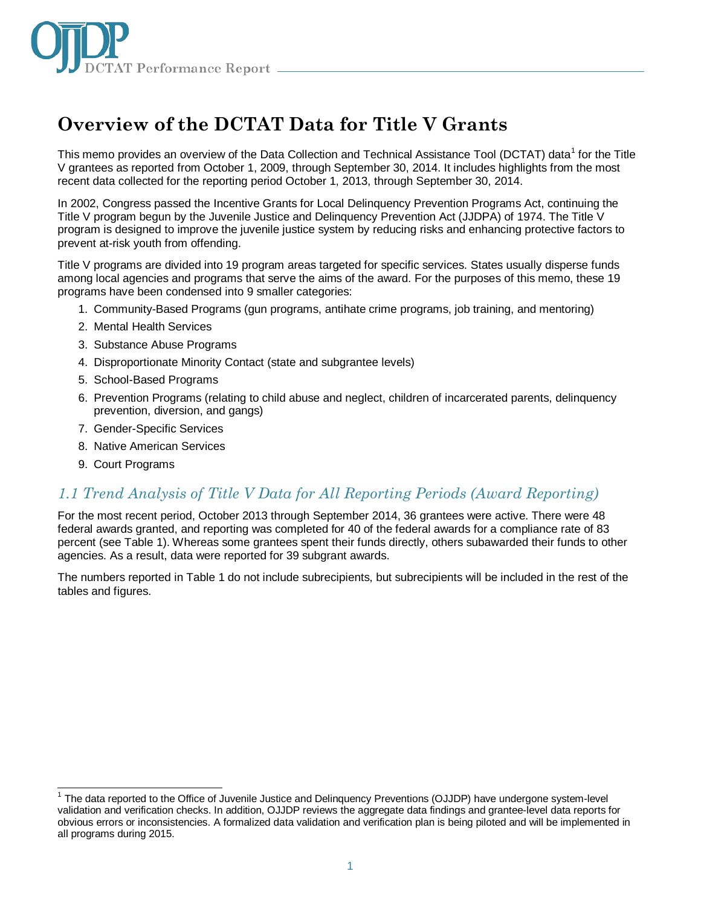# Overview of the DCTAT Data for Title V Grants

This memo provides an overview of the Data Collection and Technical Assistance Tool (DCTAT) data[1] for the Title V grantees as reported from October 1, 2009, through September 30, 2014. It includes highlights from the most recent data collected for the reporting period October 1, 2013, through September 30, 2014.

In 2002, Congress passed the Incentive Grants for Local Delinquency Prevention Programs Act, continuing the Title V program begun by the Juvenile Justice and Delinquency Prevention Act (JJDPA) of 1974. The Title V program is designed to improve the juvenile justice system by reducing risks and enhancing protective factors to prevent at-risk youth from offending.

Title V programs are divided into 19 program areas targeted for specific services. States usually disperse funds among local agencies and programs that serve the aims of the award. For the purposes of this memo, these 19 programs have been condensed into 9 smaller categories:

1. Community-Based Programs (gun programs, antihate crime programs, job training, and mentoring)
2. Mental Health Services
3. Substance Abuse Programs
4. Disproportionate Minority Contact (state and subgrantee levels)
5. School-Based Programs
6. Prevention Programs (relating to child abuse and neglect, children of incarcerated parents, delinquency prevention, diversion, and gangs)
7. Gender-Specific Services
8. Native American Services
9. Court Programs

## *1.1 Trend Analysis of Title V Data for All Reporting Periods (Award Reporting)*

For the most recent period, October 2013 through September 2014, 36 grantees were active. There were 48 federal awards granted, and reporting was completed for 40 of the federal awards for a compliance rate of 83 percent (see Table 1). Whereas some grantees spent their funds directly, others subawarded their funds to other agencies. As a result, data were reported for 39 subgrant awards.

The numbers reported in Table 1 do not include subrecipients, but subrecipients will be included in the rest of the tables and figures.

[1] The data reported to the Office of Juvenile Justice and Delinquency Preventions (OJJDP) have undergone system-level validation and verification checks. In addition, OJJDP reviews the aggregate data findings and grantee-level data reports for obvious errors or inconsistencies. A formalized data validation and verification plan is being piloted and will be implemented in all programs during 2015.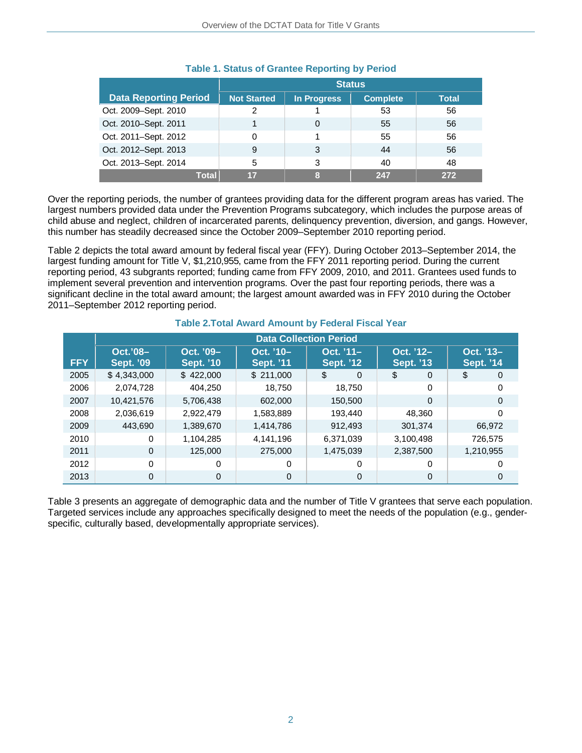**Table 1. Status of Grantee Reporting by Period**

| Data Reporting Period | Status | | | |
|---|---|---|---|---|
| | Not Started | In Progress | Complete | Total |
| Oct. 2009–Sept. 2010 | 2 | 1 | 53 | 56 |
| Oct. 2010–Sept. 2011 | 1 | 0 | 55 | 56 |
| Oct. 2011–Sept. 2012 | 0 | 1 | 55 | 56 |
| Oct. 2012–Sept. 2013 | 9 | 3 | 44 | 56 |
| Oct. 2013–Sept. 2014 | 5 | 3 | 40 | 48 |
| **Total** | **17** | **8** | **247** | **272** |

Over the reporting periods, the number of grantees providing data for the different program areas has varied. The largest numbers provided data under the Prevention Programs subcategory, which includes the purpose areas of child abuse and neglect, children of incarcerated parents, delinquency prevention, diversion, and gangs. However, this number has steadily decreased since the October 2009–September 2010 reporting period.

Table 2 depicts the total award amount by federal fiscal year (FFY). During October 2013–September 2014, the largest funding amount for Title V, $1,210,955, came from the FFY 2011 reporting period. During the current reporting period, 43 subgrants reported; funding came from FFY 2009, 2010, and 2011. Grantees used funds to implement several prevention and intervention programs. Over the past four reporting periods, there was a significant decline in the total award amount; the largest amount awarded was in FFY 2010 during the October 2011–September 2012 reporting period.

**Table 2.Total Award Amount by Federal Fiscal Year**

| FFY | Data Collection Period | | | | | |
|---|---|---|---|---|---|---|
| | Oct.'08–Sept. '09 | Oct. '09–Sept. '10 | Oct. '10–Sept. '11 | Oct. '11–Sept. '12 | Oct. '12–Sept. '13 | Oct. '13–Sept. '14 |
| 2005 | $ 4,343,000 | $ 422,000 | $ 211,000 | $ 0 | $ 0 | $ 0 |
| 2006 | 2,074,728 | 404,250 | 18,750 | 18,750 | 0 | 0 |
| 2007 | 10,421,576 | 5,706,438 | 602,000 | 150,500 | 0 | 0 |
| 2008 | 2,036,619 | 2,922,479 | 1,583,889 | 193,440 | 48,360 | 0 |
| 2009 | 443,690 | 1,389,670 | 1,414,786 | 912,493 | 301,374 | 66,972 |
| 2010 | 0 | 1,104,285 | 4,141,196 | 6,371,039 | 3,100,498 | 726,575 |
| 2011 | 0 | 125,000 | 275,000 | 1,475,039 | 2,387,500 | 1,210,955 |
| 2012 | 0 | 0 | 0 | 0 | 0 | 0 |
| 2013 | 0 | 0 | 0 | 0 | 0 | 0 |

Table 3 presents an aggregate of demographic data and the number of Title V grantees that serve each population. Targeted services include any approaches specifically designed to meet the needs of the population (e.g., gender-specific, culturally based, developmentally appropriate services).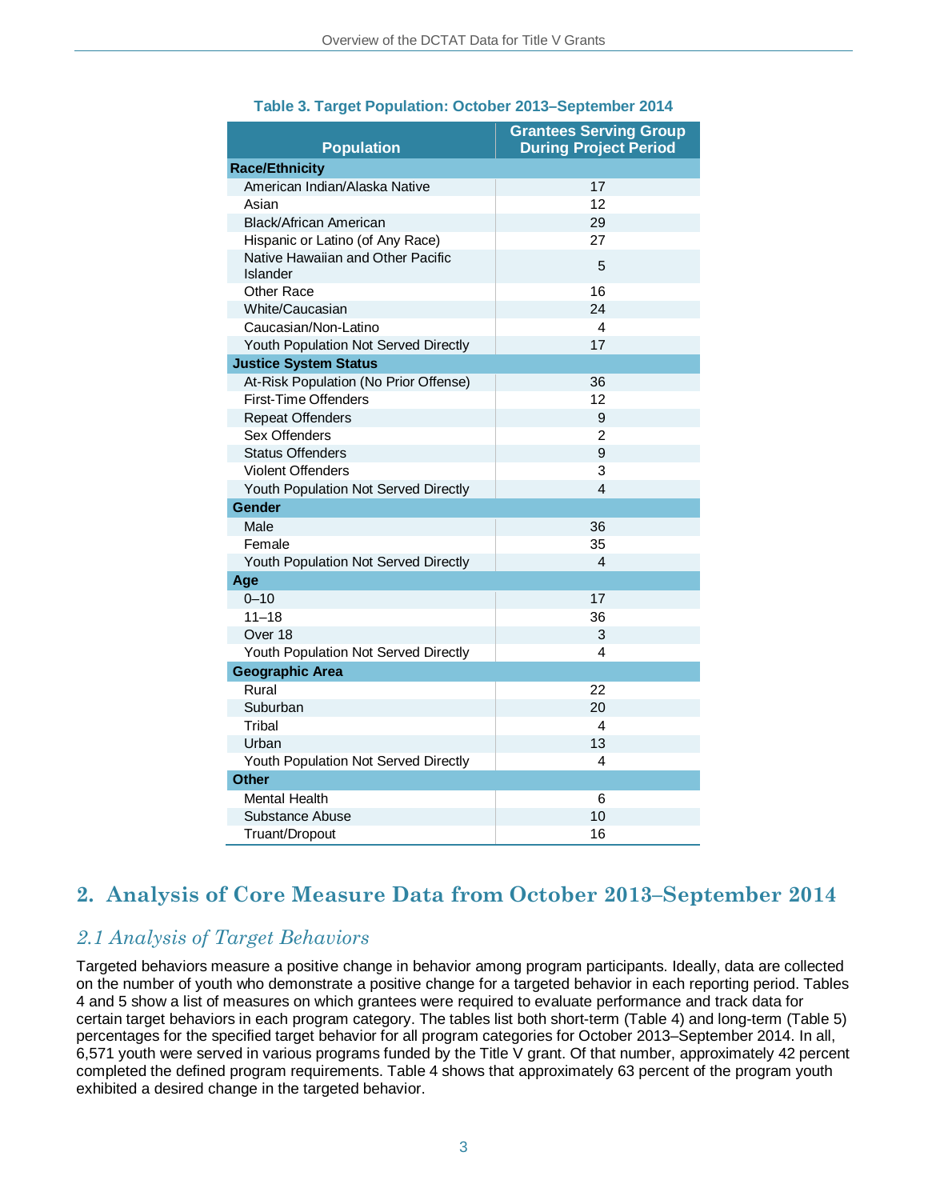**Table 3. Target Population: October 2013–September 2014**

| Population | Grantees Serving Group During Project Period |
|---|---|
| **Race/Ethnicity** | |
| American Indian/Alaska Native | 17 |
| Asian | 12 |
| Black/African American | 29 |
| Hispanic or Latino (of Any Race) | 27 |
| Native Hawaiian and Other Pacific Islander | 5 |
| Other Race | 16 |
| White/Caucasian | 24 |
| Caucasian/Non-Latino | 4 |
| Youth Population Not Served Directly | 17 |
| **Justice System Status** | |
| At-Risk Population (No Prior Offense) | 36 |
| First-Time Offenders | 12 |
| Repeat Offenders | 9 |
| Sex Offenders | 2 |
| Status Offenders | 9 |
| Violent Offenders | 3 |
| Youth Population Not Served Directly | 4 |
| **Gender** | |
| Male | 36 |
| Female | 35 |
| Youth Population Not Served Directly | 4 |
| **Age** | |
| 0–10 | 17 |
| 11–18 | 36 |
| Over 18 | 3 |
| Youth Population Not Served Directly | 4 |
| **Geographic Area** | |
| Rural | 22 |
| Suburban | 20 |
| Tribal | 4 |
| Urban | 13 |
| Youth Population Not Served Directly | 4 |
| **Other** | |
| Mental Health | 6 |
| Substance Abuse | 10 |
| Truant/Dropout | 16 |

# 2. Analysis of Core Measure Data from October 2013–September 2014

## *2.1 Analysis of Target Behaviors*

Targeted behaviors measure a positive change in behavior among program participants. Ideally, data are collected on the number of youth who demonstrate a positive change for a targeted behavior in each reporting period. Tables 4 and 5 show a list of measures on which grantees were required to evaluate performance and track data for certain target behaviors in each program category. The tables list both short-term (Table 4) and long-term (Table 5) percentages for the specified target behavior for all program categories for October 2013–September 2014. In all, 6,571 youth were served in various programs funded by the Title V grant. Of that number, approximately 42 percent completed the defined program requirements. Table 4 shows that approximately 63 percent of the program youth exhibited a desired change in the targeted behavior.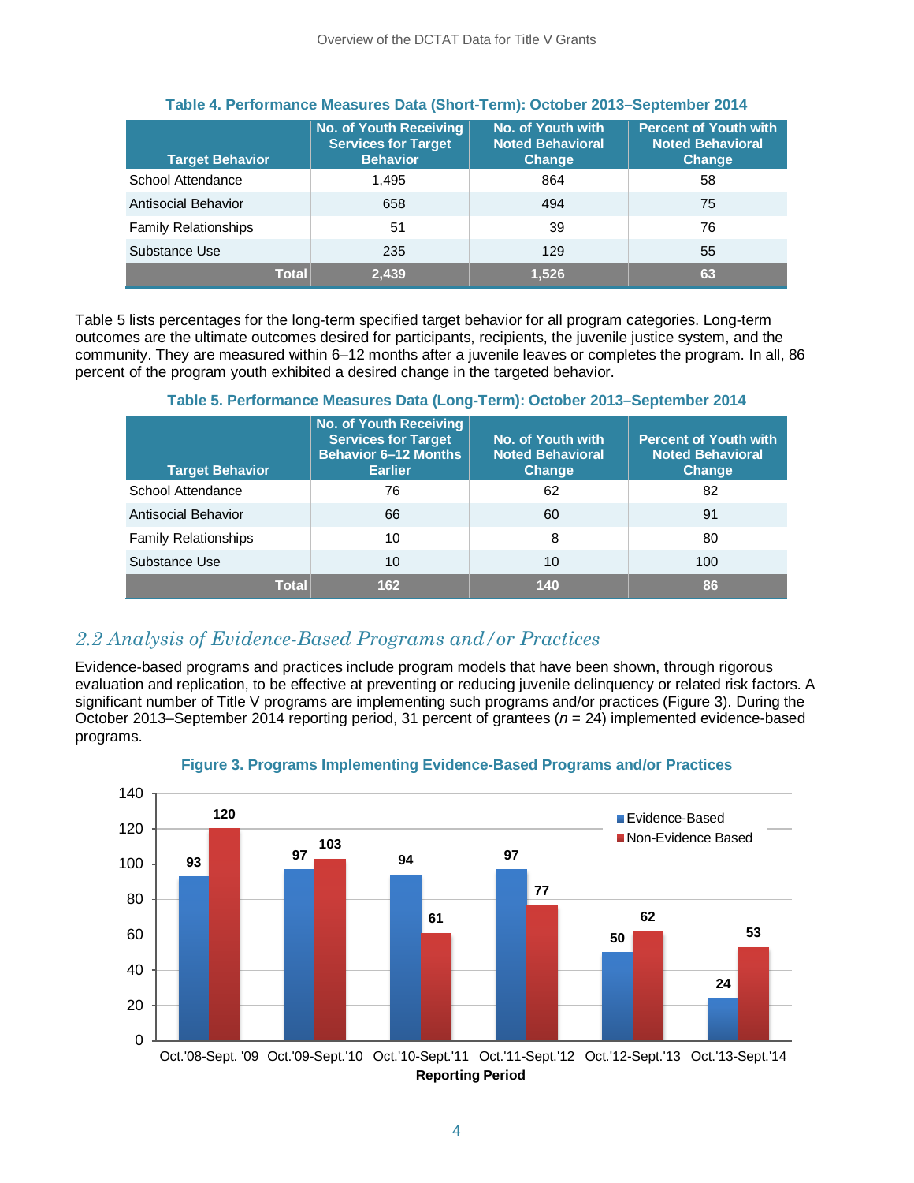**Table 4. Performance Measures Data (Short-Term): October 2013–September 2014**

| Target Behavior | No. of Youth Receiving Services for Target Behavior | No. of Youth with Noted Behavioral Change | Percent of Youth with Noted Behavioral Change |
|---|---|---|---|
| School Attendance | 1,495 | 864 | 58 |
| Antisocial Behavior | 658 | 494 | 75 |
| Family Relationships | 51 | 39 | 76 |
| Substance Use | 235 | 129 | 55 |
| **Total** | **2,439** | **1,526** | **63** |

Table 5 lists percentages for the long-term specified target behavior for all program categories. Long-term outcomes are the ultimate outcomes desired for participants, recipients, the juvenile justice system, and the community. They are measured within 6–12 months after a juvenile leaves or completes the program. In all, 86 percent of the program youth exhibited a desired change in the targeted behavior.

**Table 5. Performance Measures Data (Long-Term): October 2013–September 2014**

| Target Behavior | No. of Youth Receiving Services for Target Behavior 6–12 Months Earlier | No. of Youth with Noted Behavioral Change | Percent of Youth with Noted Behavioral Change |
|---|---|---|---|
| School Attendance | 76 | 62 | 82 |
| Antisocial Behavior | 66 | 60 | 91 |
| Family Relationships | 10 | 8 | 80 |
| Substance Use | 10 | 10 | 100 |
| **Total** | **162** | **140** | **86** |

## *2.2 Analysis of Evidence-Based Programs and/or Practices*

Evidence-based programs and practices include program models that have been shown, through rigorous evaluation and replication, to be effective at preventing or reducing juvenile delinquency or related risk factors. A significant number of Title V programs are implementing such programs and/or practices (Figure 3). During the October 2013–September 2014 reporting period, 31 percent of grantees (*n* = 24) implemented evidence-based programs.

**Figure 3. Programs Implementing Evidence-Based Programs and/or Practices**

140
120
100
80
60
40
20
0

93
120
97
103
94
61
97
77
50
62
24
53

Evidence-Based
Non-Evidence Based

Oct.'08-Sept. '09
Oct.'09-Sept.'10
Oct.'10-Sept.'11
Oct.'11-Sept.'12
Oct.'12-Sept.'13
Oct.'13-Sept.'14

**Reporting Period**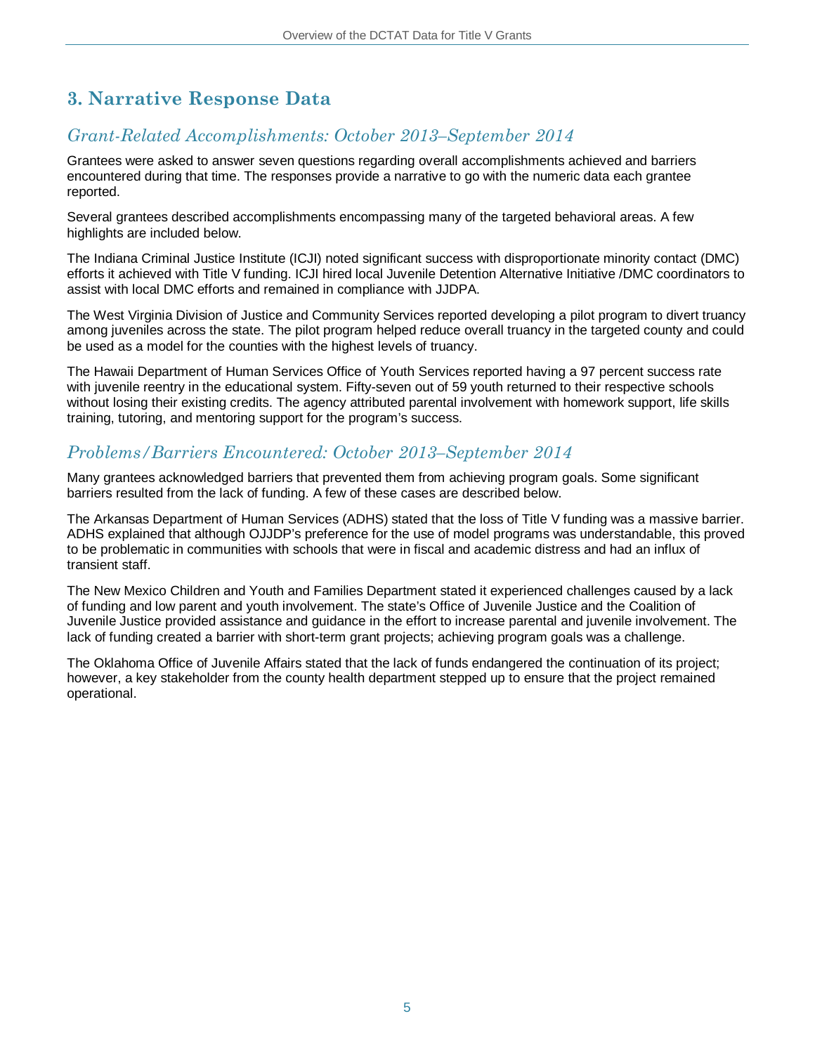## 3. Narrative Response Data

### *Grant-Related Accomplishments: October 2013–September 2014*

Grantees were asked to answer seven questions regarding overall accomplishments achieved and barriers encountered during that time. The responses provide a narrative to go with the numeric data each grantee reported.

Several grantees described accomplishments encompassing many of the targeted behavioral areas. A few highlights are included below.

The Indiana Criminal Justice Institute (ICJI) noted significant success with disproportionate minority contact (DMC) efforts it achieved with Title V funding. ICJI hired local Juvenile Detention Alternative Initiative /DMC coordinators to assist with local DMC efforts and remained in compliance with JJDPA.

The West Virginia Division of Justice and Community Services reported developing a pilot program to divert truancy among juveniles across the state. The pilot program helped reduce overall truancy in the targeted county and could be used as a model for the counties with the highest levels of truancy.

The Hawaii Department of Human Services Office of Youth Services reported having a 97 percent success rate with juvenile reentry in the educational system. Fifty-seven out of 59 youth returned to their respective schools without losing their existing credits. The agency attributed parental involvement with homework support, life skills training, tutoring, and mentoring support for the program's success.

### *Problems/Barriers Encountered: October 2013–September 2014*

Many grantees acknowledged barriers that prevented them from achieving program goals. Some significant barriers resulted from the lack of funding. A few of these cases are described below.

The Arkansas Department of Human Services (ADHS) stated that the loss of Title V funding was a massive barrier. ADHS explained that although OJJDP's preference for the use of model programs was understandable, this proved to be problematic in communities with schools that were in fiscal and academic distress and had an influx of transient staff.

The New Mexico Children and Youth and Families Department stated it experienced challenges caused by a lack of funding and low parent and youth involvement. The state's Office of Juvenile Justice and the Coalition of Juvenile Justice provided assistance and guidance in the effort to increase parental and juvenile involvement. The lack of funding created a barrier with short-term grant projects; achieving program goals was a challenge.

The Oklahoma Office of Juvenile Affairs stated that the lack of funds endangered the continuation of its project; however, a key stakeholder from the county health department stepped up to ensure that the project remained operational.